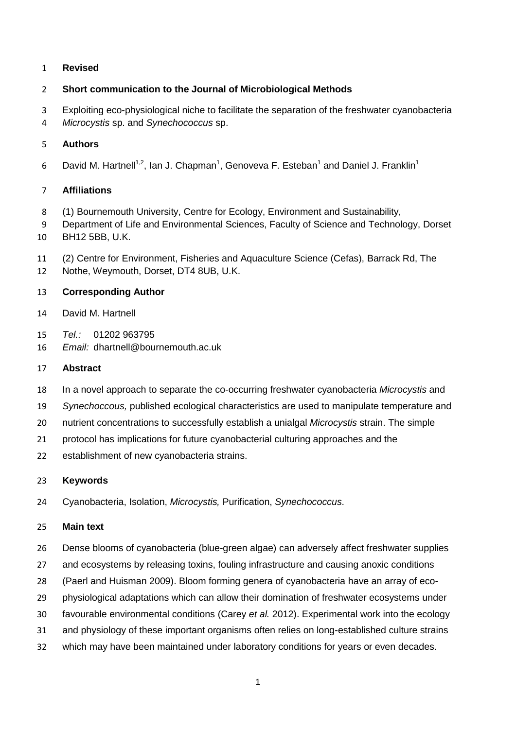**Revised**

**Short communication to the Journal of Microbiological Methods**

Exploiting eco-physiological niche to facilitate the separation of the freshwater cyanobacteria *Microcystis* sp. and *Synechococcus* sp.

**Authors**

David M. Hartnell[1,2], Ian J. Chapman[1], Genoveva F. Esteban[1] and Daniel J. Franklin[1]

**Affiliations**

(1) Bournemouth University, Centre for Ecology, Environment and Sustainability, Department of Life and Environmental Sciences, Faculty of Science and Technology, Dorset BH12 5BB, U.K.

(2) Centre for Environment, Fisheries and Aquaculture Science (Cefas), Barrack Rd, The Nothe, Weymouth, Dorset, DT4 8UB, U.K.

**Corresponding Author**

David M. Hartnell

*Tel.:* 01202 963795

*Email:* dhartnell@bournemouth.ac.uk

**Abstract**

In a novel approach to separate the co-occurring freshwater cyanobacteria *Microcystis* and *Synechoccous,* published ecological characteristics are used to manipulate temperature and nutrient concentrations to successfully establish a unialgal *Microcystis* strain. The simple protocol has implications for future cyanobacterial culturing approaches and the establishment of new cyanobacteria strains.

**Keywords**

Cyanobacteria, Isolation, *Microcystis,* Purification, *Synechococcus*.

**Main text**

Dense blooms of cyanobacteria (blue-green algae) can adversely affect freshwater supplies and ecosystems by releasing toxins, fouling infrastructure and causing anoxic conditions (Paerl and Huisman 2009). Bloom forming genera of cyanobacteria have an array of eco-physiological adaptations which can allow their domination of freshwater ecosystems under favourable environmental conditions (Carey *et al.* 2012). Experimental work into the ecology and physiology of these important organisms often relies on long-established culture strains which may have been maintained under laboratory conditions for years or even decades.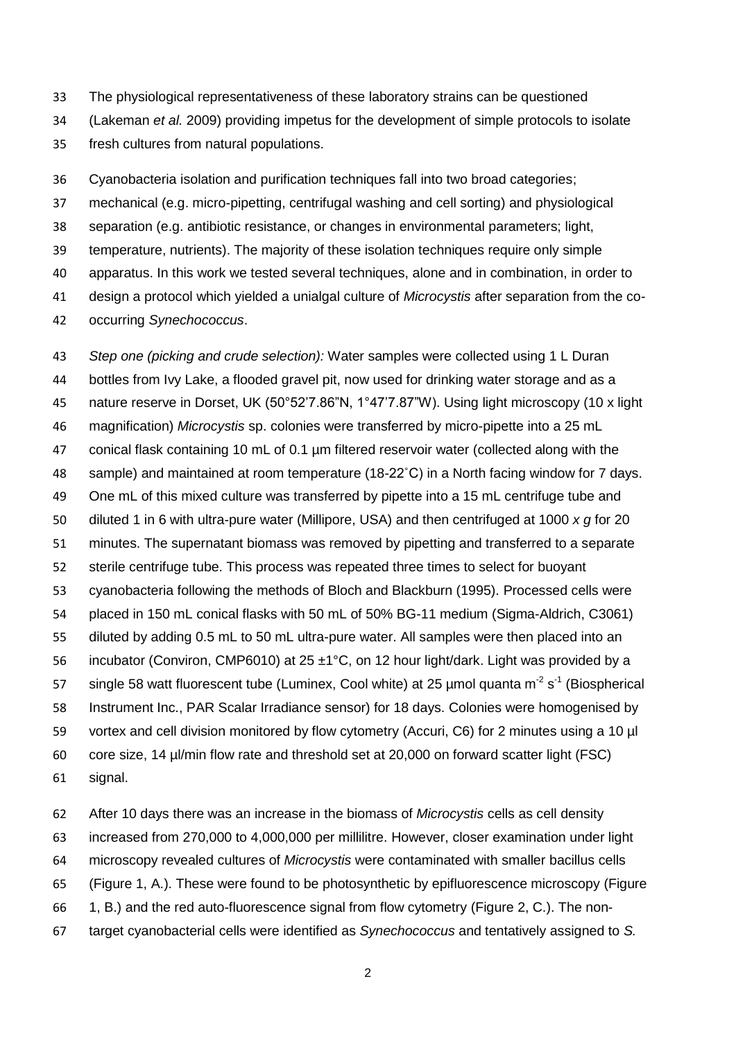The physiological representativeness of these laboratory strains can be questioned (Lakeman *et al.* 2009) providing impetus for the development of simple protocols to isolate fresh cultures from natural populations.

Cyanobacteria isolation and purification techniques fall into two broad categories; mechanical (e.g. micro-pipetting, centrifugal washing and cell sorting) and physiological separation (e.g. antibiotic resistance, or changes in environmental parameters; light, temperature, nutrients). The majority of these isolation techniques require only simple apparatus. In this work we tested several techniques, alone and in combination, in order to design a protocol which yielded a unialgal culture of *Microcystis* after separation from the co-occurring *Synechococcus*.

*Step one (picking and crude selection):* Water samples were collected using 1 L Duran bottles from Ivy Lake, a flooded gravel pit, now used for drinking water storage and as a nature reserve in Dorset, UK (50°52'7.86"N, 1°47'7.87"W). Using light microscopy (10 x light magnification) *Microcystis* sp. colonies were transferred by micro-pipette into a 25 mL conical flask containing 10 mL of 0.1 µm filtered reservoir water (collected along with the sample) and maintained at room temperature (18-22˚C) in a North facing window for 7 days. One mL of this mixed culture was transferred by pipette into a 15 mL centrifuge tube and diluted 1 in 6 with ultra-pure water (Millipore, USA) and then centrifuged at 1000 *x g* for 20 minutes. The supernatant biomass was removed by pipetting and transferred to a separate sterile centrifuge tube. This process was repeated three times to select for buoyant cyanobacteria following the methods of Bloch and Blackburn (1995). Processed cells were placed in 150 mL conical flasks with 50 mL of 50% BG-11 medium (Sigma-Aldrich, C3061) diluted by adding 0.5 mL to 50 mL ultra-pure water. All samples were then placed into an incubator (Conviron, CMP6010) at 25 ±1°C, on 12 hour light/dark. Light was provided by a single 58 watt fluorescent tube (Luminex, Cool white) at 25 µmol quanta $m^{-2}$ $s^{-1}$ (Biospherical Instrument Inc., PAR Scalar Irradiance sensor) for 18 days. Colonies were homogenised by vortex and cell division monitored by flow cytometry (Accuri, C6) for 2 minutes using a 10 µl core size, 14 µl/min flow rate and threshold set at 20,000 on forward scatter light (FSC) signal.

After 10 days there was an increase in the biomass of *Microcystis* cells as cell density increased from 270,000 to 4,000,000 per millilitre. However, closer examination under light microscopy revealed cultures of *Microcystis* were contaminated with smaller bacillus cells (Figure 1, A.). These were found to be photosynthetic by epifluorescence microscopy (Figure 1, B.) and the red auto-fluorescence signal from flow cytometry (Figure 2, C.). The non-target cyanobacterial cells were identified as *Synechococcus* and tentatively assigned to *S.*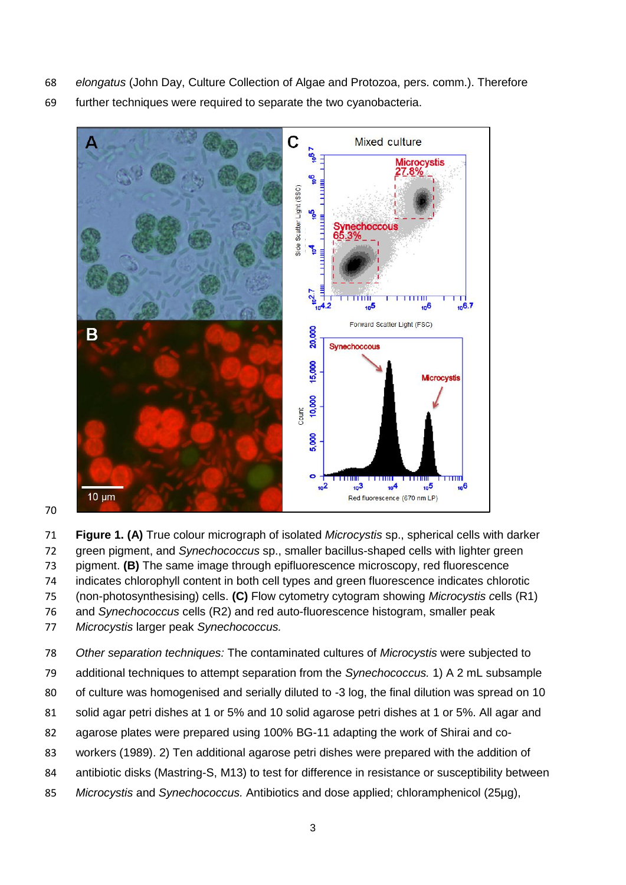elongatus (John Day, Culture Collection of Algae and Protozoa, pers. comm.). Therefore further techniques were required to separate the two cyanobacteria.

**Figure 1. (A)** True colour micrograph of isolated *Microcystis* sp., spherical cells with darker green pigment, and *Synechococcus* sp., smaller bacillus-shaped cells with lighter green pigment. **(B)** The same image through epifluorescence microscopy, red fluorescence indicates chlorophyll content in both cell types and green fluorescence indicates chlorotic (non-photosynthesising) cells. **(C)** Flow cytometry cytogram showing *Microcystis c*ells (R1) and *Synechococcus* cells (R2) and red auto-fluorescence histogram, smaller peak *Microcystis* larger peak *Synechococcus.*

*Other separation techniques:* The contaminated cultures of *Microcystis* were subjected to additional techniques to attempt separation from the *Synechococcus.* 1) A 2 mL subsample of culture was homogenised and serially diluted to -3 log, the final dilution was spread on 10 solid agar petri dishes at 1 or 5% and 10 solid agarose petri dishes at 1 or 5%. All agar and agarose plates were prepared using 100% BG-11 adapting the work of Shirai and co-workers (1989). 2) Ten additional agarose petri dishes were prepared with the addition of antibiotic disks (Mastring-S, M13) to test for difference in resistance or susceptibility between *Microcystis* and *Synechococcus.* Antibiotics and dose applied; chloramphenicol (25µg),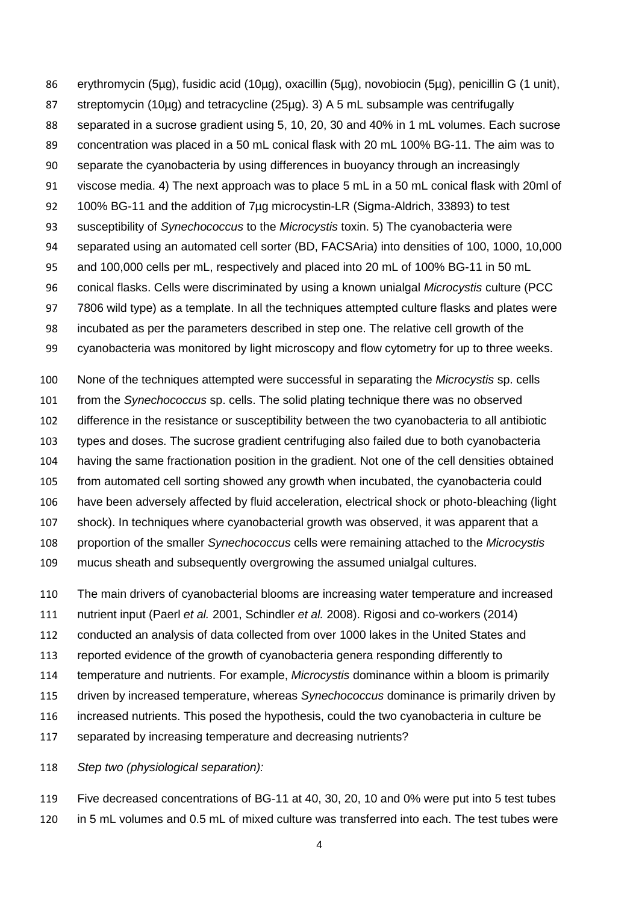erythromycin (5µg), fusidic acid (10µg), oxacillin (5µg), novobiocin (5µg), penicillin G (1 unit), streptomycin (10µg) and tetracycline (25µg). 3) A 5 mL subsample was centrifugally separated in a sucrose gradient using 5, 10, 20, 30 and 40% in 1 mL volumes. Each sucrose concentration was placed in a 50 mL conical flask with 20 mL 100% BG-11. The aim was to separate the cyanobacteria by using differences in buoyancy through an increasingly viscose media. 4) The next approach was to place 5 mL in a 50 mL conical flask with 20ml of 100% BG-11 and the addition of 7µg microcystin-LR (Sigma-Aldrich, 33893) to test susceptibility of *Synechococcus* to the *Microcystis* toxin. 5) The cyanobacteria were separated using an automated cell sorter (BD, FACSAria) into densities of 100, 1000, 10,000 and 100,000 cells per mL, respectively and placed into 20 mL of 100% BG-11 in 50 mL conical flasks. Cells were discriminated by using a known unialgal *Microcystis* culture (PCC 7806 wild type) as a template. In all the techniques attempted culture flasks and plates were incubated as per the parameters described in step one. The relative cell growth of the cyanobacteria was monitored by light microscopy and flow cytometry for up to three weeks.

None of the techniques attempted were successful in separating the *Microcystis* sp. cells from the *Synechococcus* sp. cells. The solid plating technique there was no observed difference in the resistance or susceptibility between the two cyanobacteria to all antibiotic types and doses. The sucrose gradient centrifuging also failed due to both cyanobacteria having the same fractionation position in the gradient. Not one of the cell densities obtained from automated cell sorting showed any growth when incubated, the cyanobacteria could have been adversely affected by fluid acceleration, electrical shock or photo-bleaching (light shock). In techniques where cyanobacterial growth was observed, it was apparent that a proportion of the smaller *Synechococcus* cells were remaining attached to the *Microcystis* mucus sheath and subsequently overgrowing the assumed unialgal cultures.

The main drivers of cyanobacterial blooms are increasing water temperature and increased nutrient input (Paerl *et al.* 2001, Schindler *et al.* 2008). Rigosi and co-workers (2014) conducted an analysis of data collected from over 1000 lakes in the United States and reported evidence of the growth of cyanobacteria genera responding differently to temperature and nutrients. For example, *Microcystis* dominance within a bloom is primarily driven by increased temperature, whereas *Synechococcus* dominance is primarily driven by increased nutrients. This posed the hypothesis, could the two cyanobacteria in culture be separated by increasing temperature and decreasing nutrients?

*Step two (physiological separation):*

Five decreased concentrations of BG-11 at 40, 30, 20, 10 and 0% were put into 5 test tubes in 5 mL volumes and 0.5 mL of mixed culture was transferred into each. The test tubes were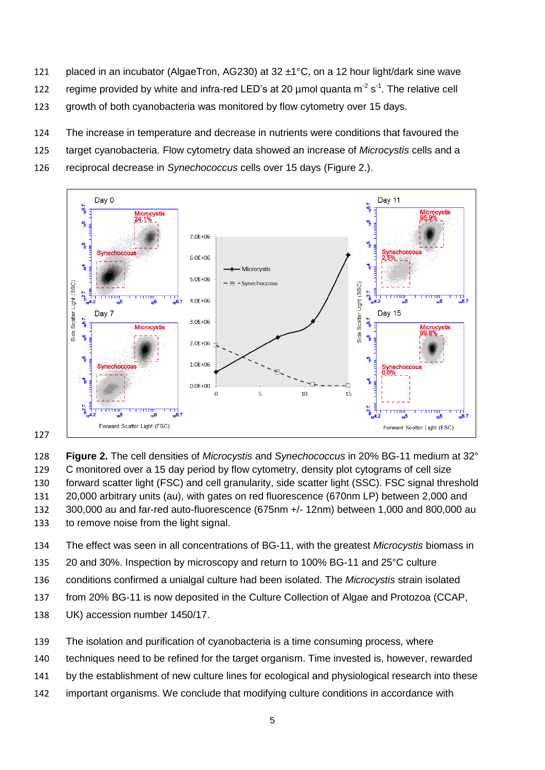placed in an incubator (AlgaeTron, AG230) at 32 ±1°C, on a 12 hour light/dark sine wave regime provided by white and infra-red LED's at 20 µmol quanta $m^{-2}$ $s^{-1}$. The relative cell growth of both cyanobacteria was monitored by flow cytometry over 15 days.

The increase in temperature and decrease in nutrients were conditions that favoured the target cyanobacteria. Flow cytometry data showed an increase of *Microcystis* cells and a reciprocal decrease in *Synechococcus* cells over 15 days (Figure 2.).

**Figure 2.** The cell densities of *Microcystis* and *Synechococcus* in 20% BG-11 medium at 32° C monitored over a 15 day period by flow cytometry, density plot cytograms of cell size forward scatter light (FSC) and cell granularity, side scatter light (SSC). FSC signal threshold 20,000 arbitrary units (au), with gates on red fluorescence (670nm LP) between 2,000 and 300,000 au and far-red auto-fluorescence (675nm +/- 12nm) between 1,000 and 800,000 au to remove noise from the light signal.

The effect was seen in all concentrations of BG-11, with the greatest *Microcystis* biomass in 20 and 30%. Inspection by microscopy and return to 100% BG-11 and 25°C culture conditions confirmed a unialgal culture had been isolated. The *Microcystis* strain isolated from 20% BG-11 is now deposited in the Culture Collection of Algae and Protozoa (CCAP, UK) accession number 1450/17.

The isolation and purification of cyanobacteria is a time consuming process, where techniques need to be refined for the target organism. Time invested is, however, rewarded by the establishment of new culture lines for ecological and physiological research into these important organisms. We conclude that modifying culture conditions in accordance with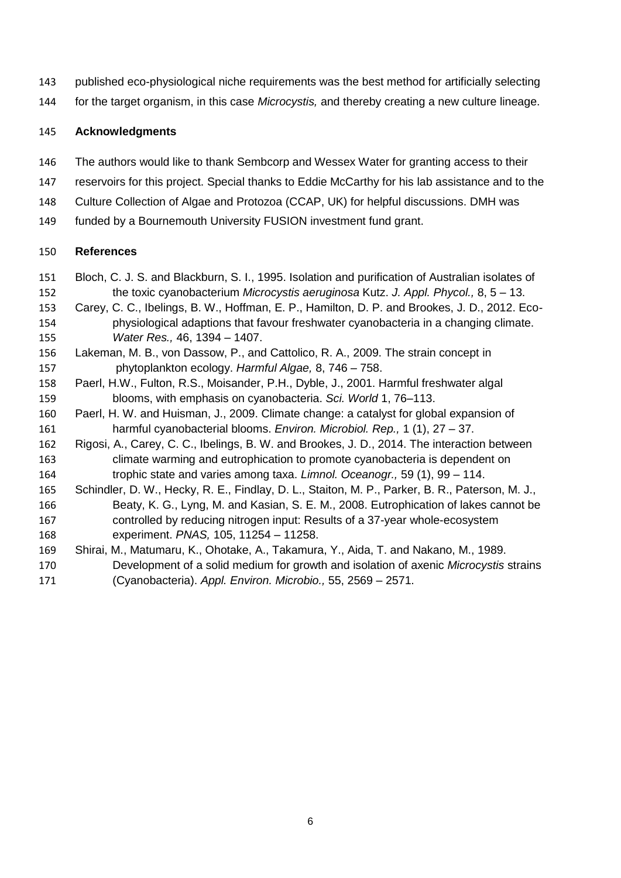published eco-physiological niche requirements was the best method for artificially selecting for the target organism, in this case *Microcystis,* and thereby creating a new culture lineage.

## Acknowledgments

The authors would like to thank Sembcorp and Wessex Water for granting access to their reservoirs for this project. Special thanks to Eddie McCarthy for his lab assistance and to the Culture Collection of Algae and Protozoa (CCAP, UK) for helpful discussions. DMH was funded by a Bournemouth University FUSION investment fund grant.

## References

Bloch, C. J. S. and Blackburn, S. I., 1995. Isolation and purification of Australian isolates of the toxic cyanobacterium *Microcystis aeruginosa* Kutz. *J. Appl. Phycol.,* 8, 5 – 13.

Carey, C. C., Ibelings, B. W., Hoffman, E. P., Hamilton, D. P. and Brookes, J. D., 2012. Eco-physiological adaptions that favour freshwater cyanobacteria in a changing climate. *Water Res.,* 46, 1394 – 1407.

Lakeman, M. B., von Dassow, P., and Cattolico, R. A., 2009. The strain concept in phytoplankton ecology. *Harmful Algae,* 8, 746 – 758.

Paerl, H.W., Fulton, R.S., Moisander, P.H., Dyble, J., 2001. Harmful freshwater algal blooms, with emphasis on cyanobacteria. *Sci. World* 1, 76–113.

Paerl, H. W. and Huisman, J., 2009. Climate change: a catalyst for global expansion of harmful cyanobacterial blooms. *Environ. Microbiol. Rep.,* 1 (1), 27 – 37.

Rigosi, A., Carey, C. C., Ibelings, B. W. and Brookes, J. D., 2014. The interaction between climate warming and eutrophication to promote cyanobacteria is dependent on trophic state and varies among taxa. *Limnol. Oceanogr.,* 59 (1), 99 – 114.

Schindler, D. W., Hecky, R. E., Findlay, D. L., Staiton, M. P., Parker, B. R., Paterson, M. J., Beaty, K. G., Lyng, M. and Kasian, S. E. M., 2008. Eutrophication of lakes cannot be controlled by reducing nitrogen input: Results of a 37-year whole-ecosystem experiment. *PNAS,* 105, 11254 – 11258.

Shirai, M., Matumaru, K., Ohotake, A., Takamura, Y., Aida, T. and Nakano, M., 1989. Development of a solid medium for growth and isolation of axenic *Microcystis* strains (Cyanobacteria). *Appl. Environ. Microbio.,* 55, 2569 – 2571.